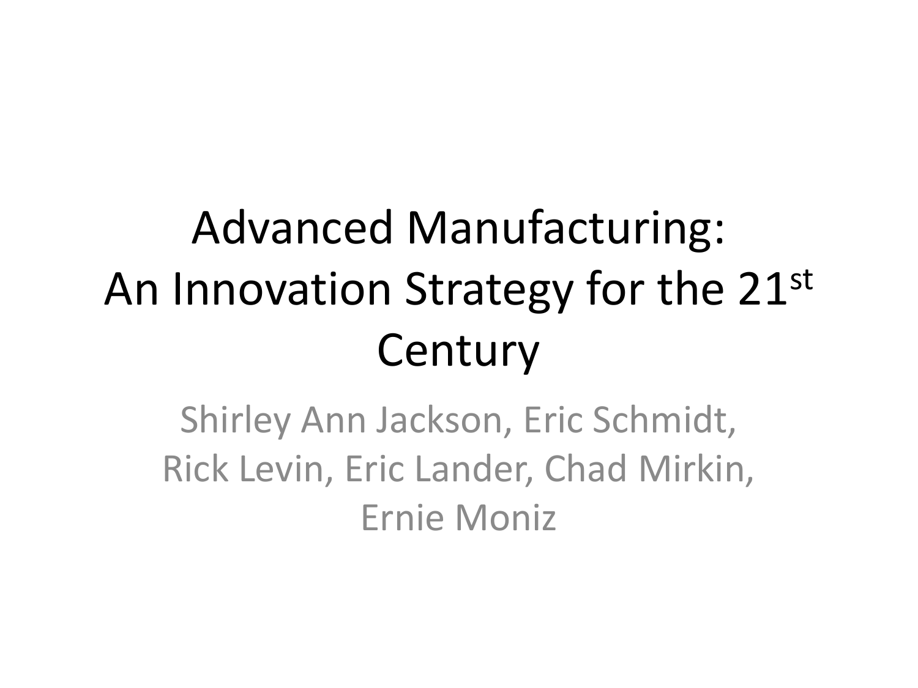# Advanced Manufacturing: An Innovation Strategy for the 21st Century

Shirley Ann Jackson, Eric Schmidt, Rick Levin, Eric Lander, Chad Mirkin, Ernie Moniz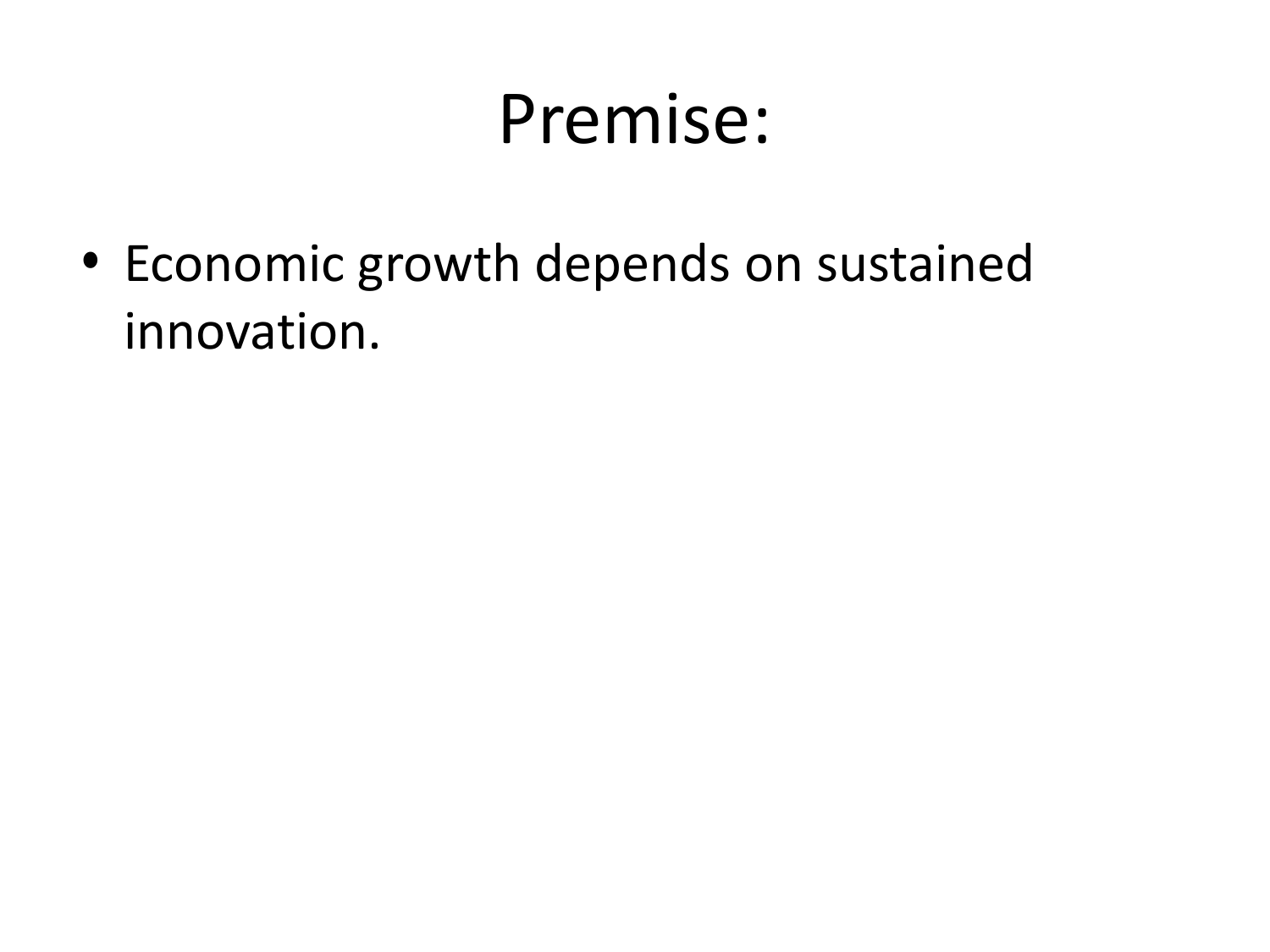# Premise:

- Economic growth depends on sustained innovation.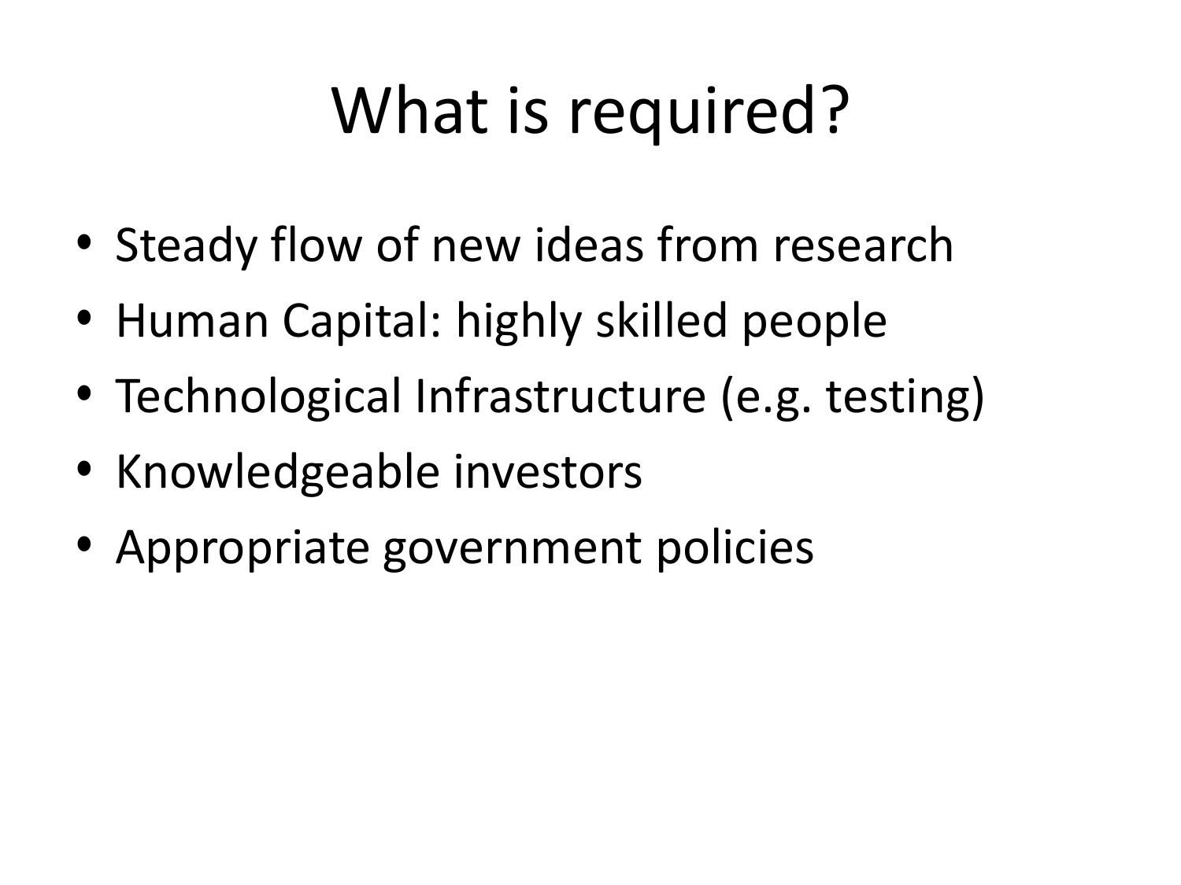# What is required?

- Steady flow of new ideas from research
- Human Capital: highly skilled people
- Technological Infrastructure (e.g. testing)
- Knowledgeable investors
- Appropriate government policies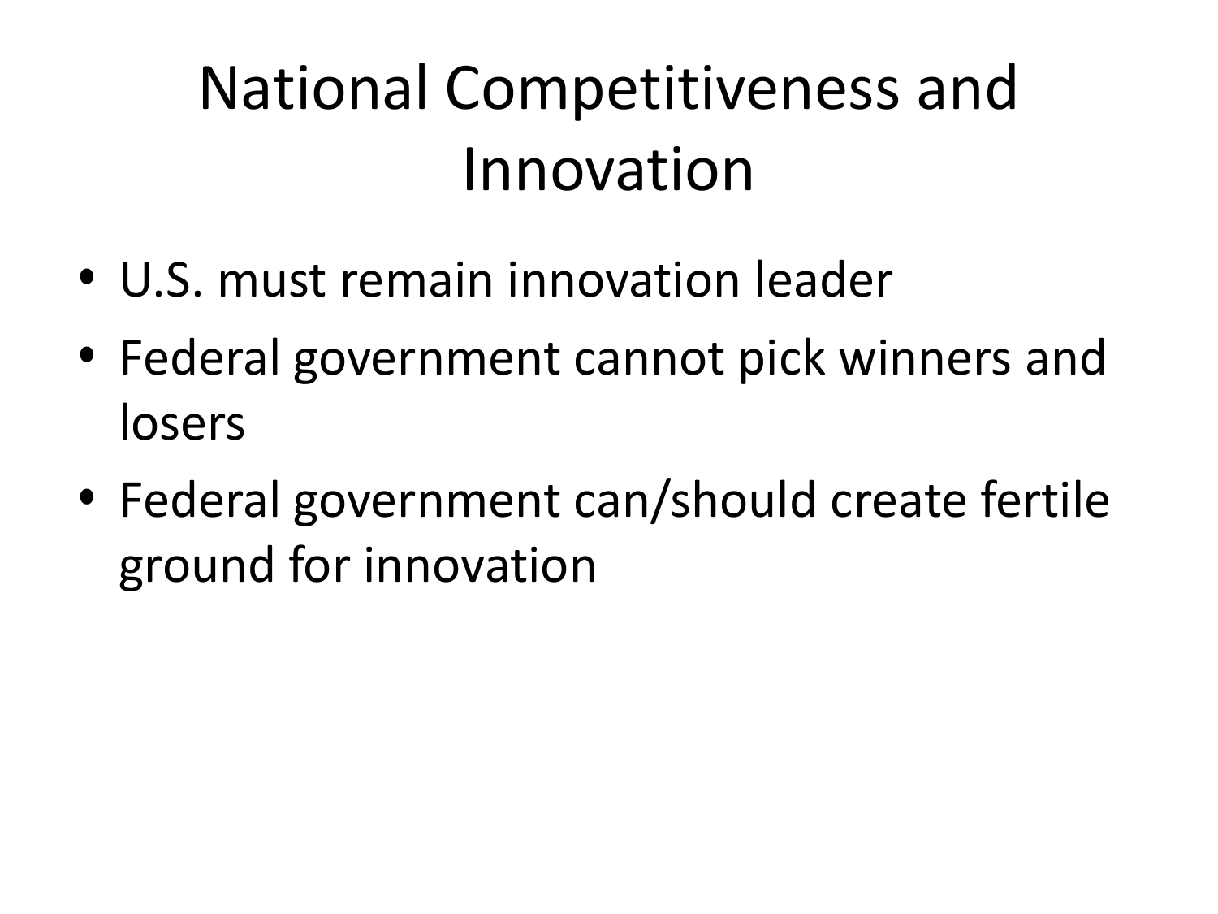# National Competitiveness and Innovation

- U.S. must remain innovation leader
- Federal government cannot pick winners and losers
- Federal government can/should create fertile ground for innovation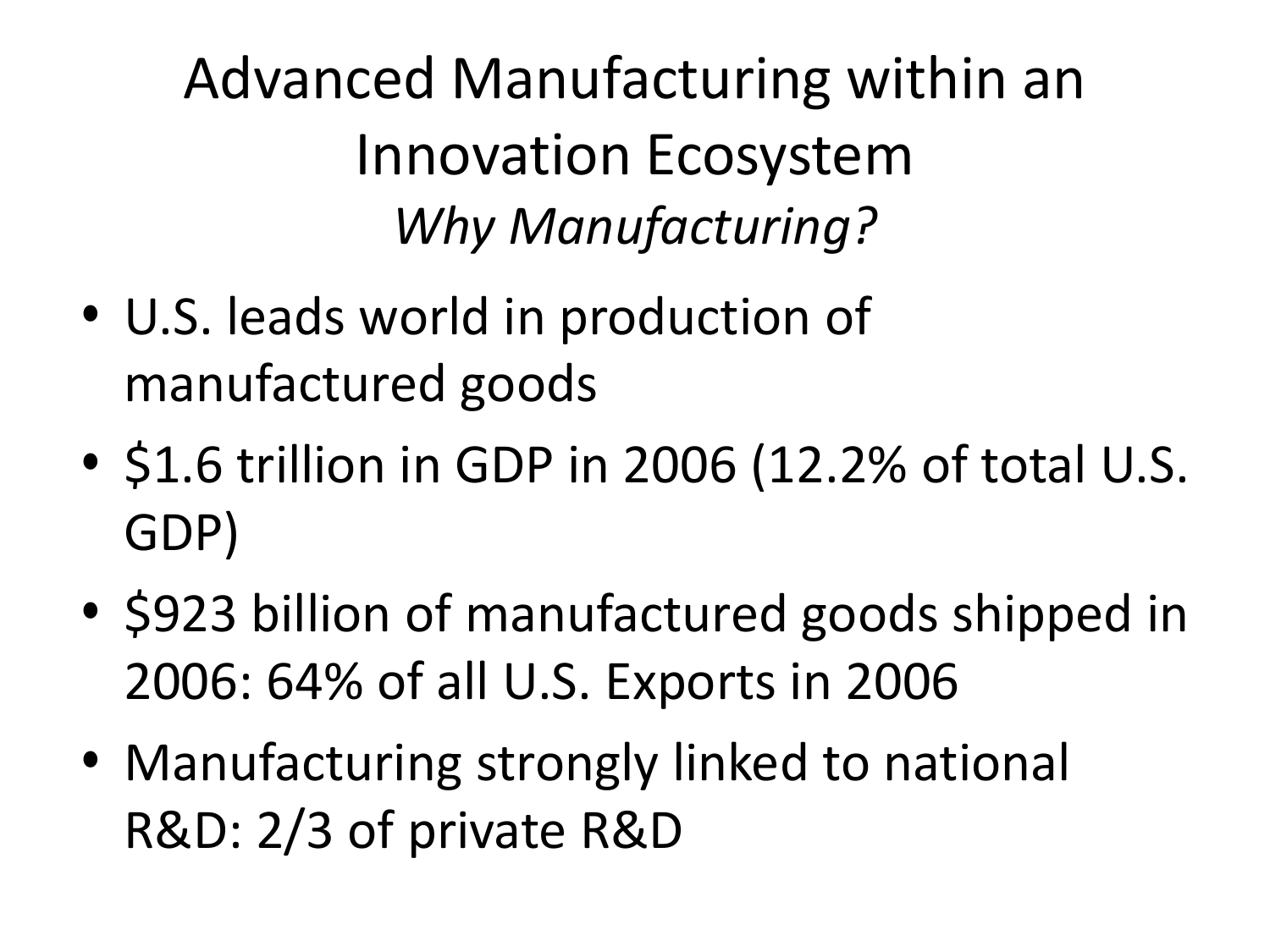# Advanced Manufacturing within an Innovation Ecosystem

*Why Manufacturing?*

- U.S. leads world in production of manufactured goods
- $1.6 trillion in GDP in 2006 (12.2% of total U.S. GDP)
- $923 billion of manufactured goods shipped in 2006: 64% of all U.S. Exports in 2006
- Manufacturing strongly linked to national R&D: 2/3 of private R&D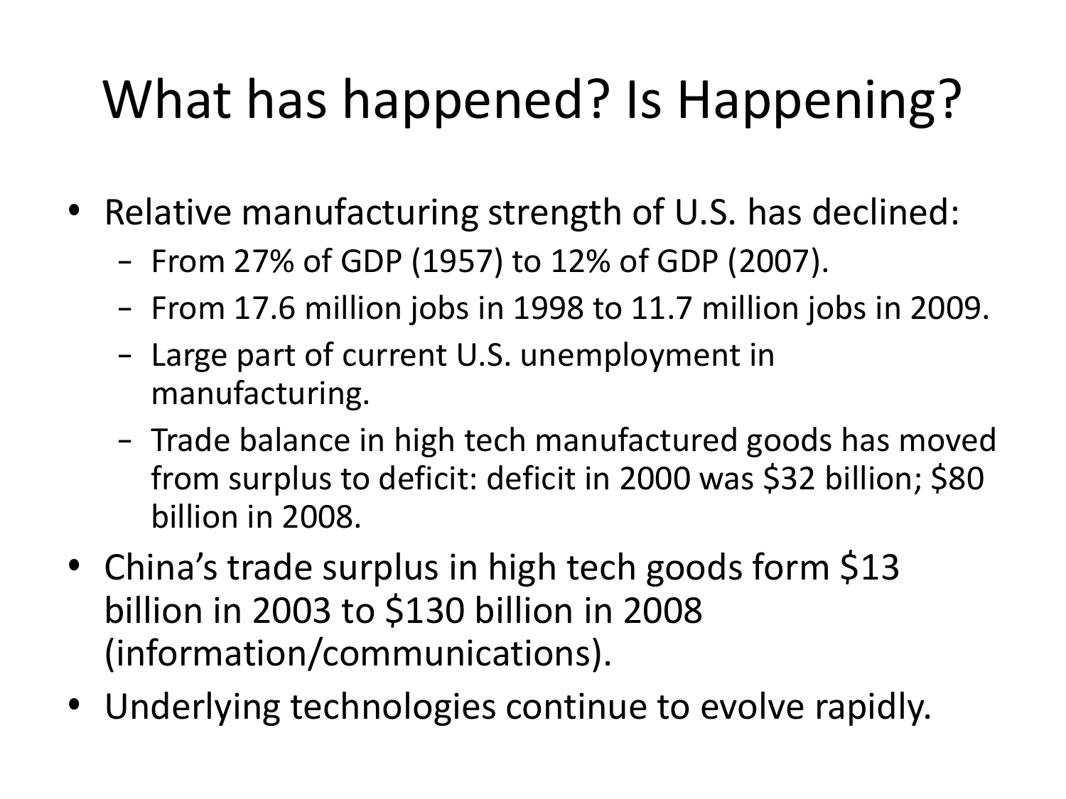# What has happened? Is Happening?

- Relative manufacturing strength of U.S. has declined:
  - From 27% of GDP (1957) to 12% of GDP (2007).
  - From 17.6 million jobs in 1998 to 11.7 million jobs in 2009.
  - Large part of current U.S. unemployment in manufacturing.
  - Trade balance in high tech manufactured goods has moved from surplus to deficit: deficit in 2000 was $32 billion; $80 billion in 2008.
- China's trade surplus in high tech goods form $13 billion in 2003 to $130 billion in 2008 (information/communications).
- Underlying technologies continue to evolve rapidly.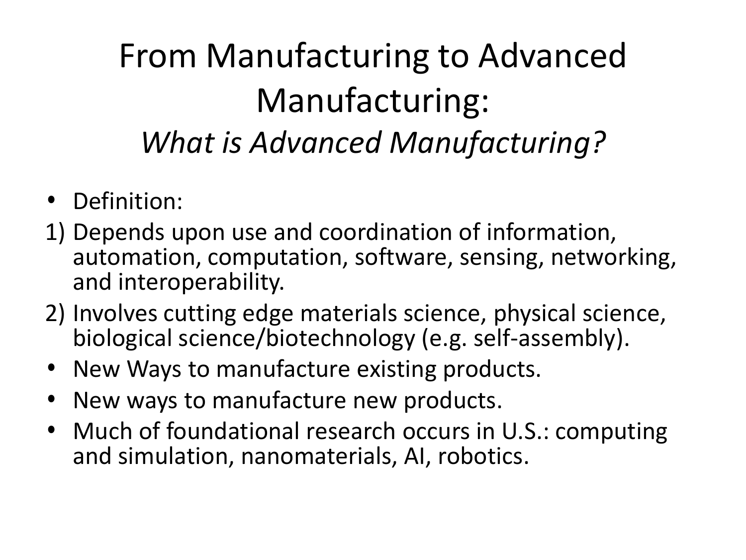# From Manufacturing to Advanced Manufacturing:

## *What is Advanced Manufacturing?*

- Definition:

1) Depends upon use and coordination of information, automation, computation, software, sensing, networking, and interoperability.
2) Involves cutting edge materials science, physical science, biological science/biotechnology (e.g. self-assembly).

- New Ways to manufacture existing products.
- New ways to manufacture new products.
- Much of foundational research occurs in U.S.: computing and simulation, nanomaterials, AI, robotics.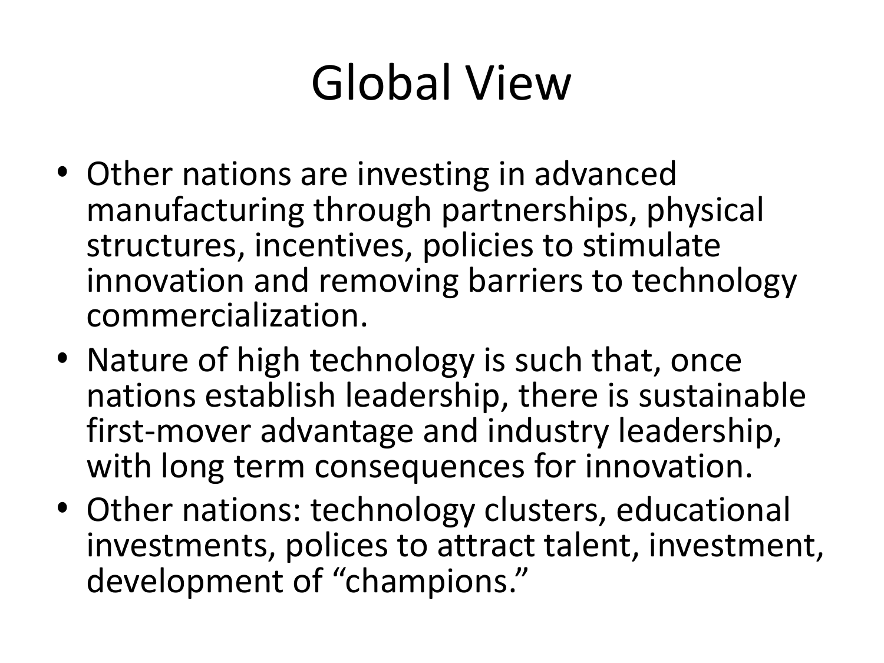# Global View

- Other nations are investing in advanced manufacturing through partnerships, physical structures, incentives, policies to stimulate innovation and removing barriers to technology commercialization.
- Nature of high technology is such that, once nations establish leadership, there is sustainable first-mover advantage and industry leadership, with long term consequences for innovation.
- Other nations: technology clusters, educational investments, polices to attract talent, investment, development of "champions."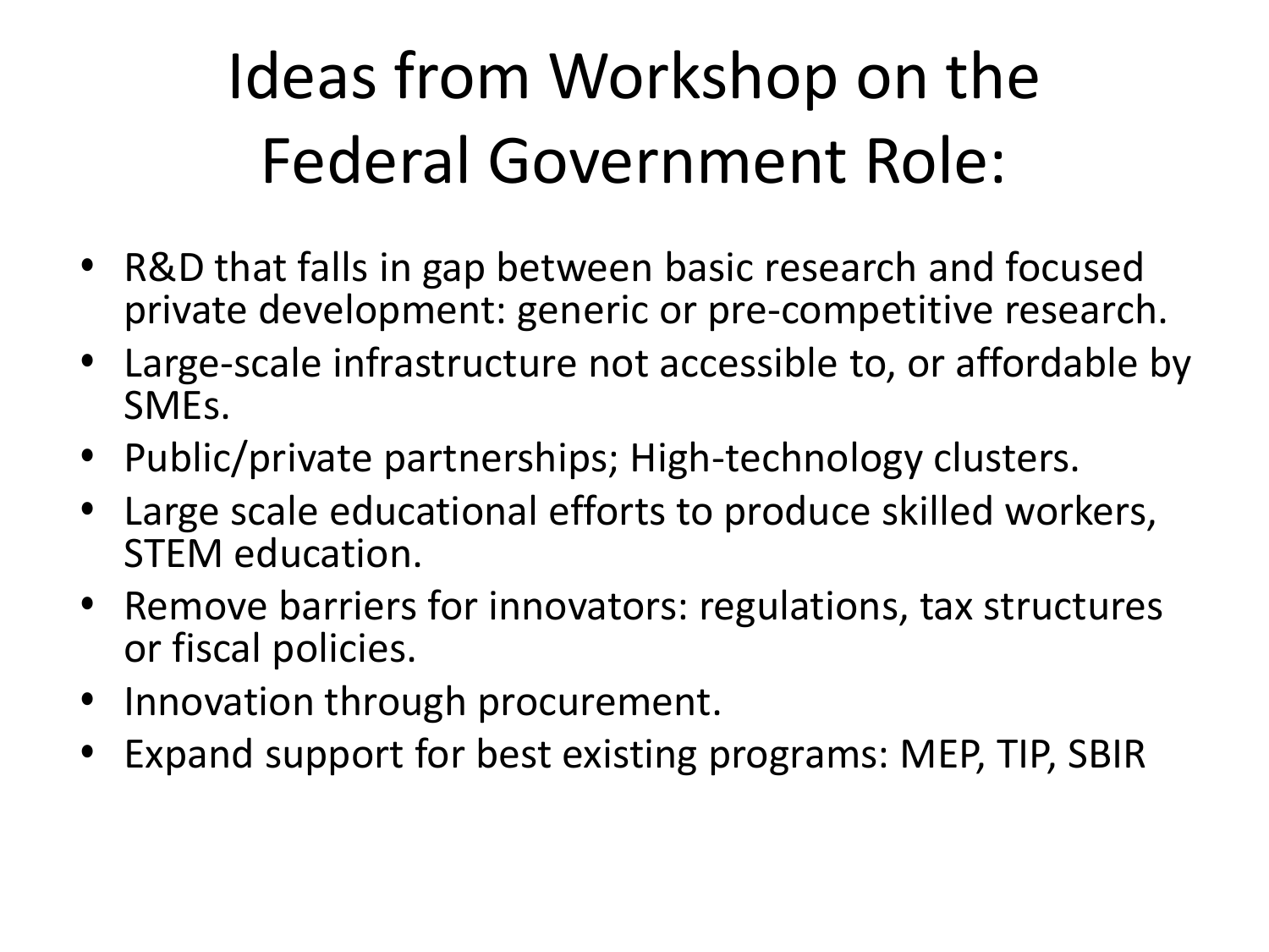# Ideas from Workshop on the Federal Government Role:

- R&D that falls in gap between basic research and focused private development: generic or pre-competitive research.
- Large-scale infrastructure not accessible to, or affordable by SMEs.
- Public/private partnerships; High-technology clusters.
- Large scale educational efforts to produce skilled workers, STEM education.
- Remove barriers for innovators: regulations, tax structures or fiscal policies.
- Innovation through procurement.
- Expand support for best existing programs: MEP, TIP, SBIR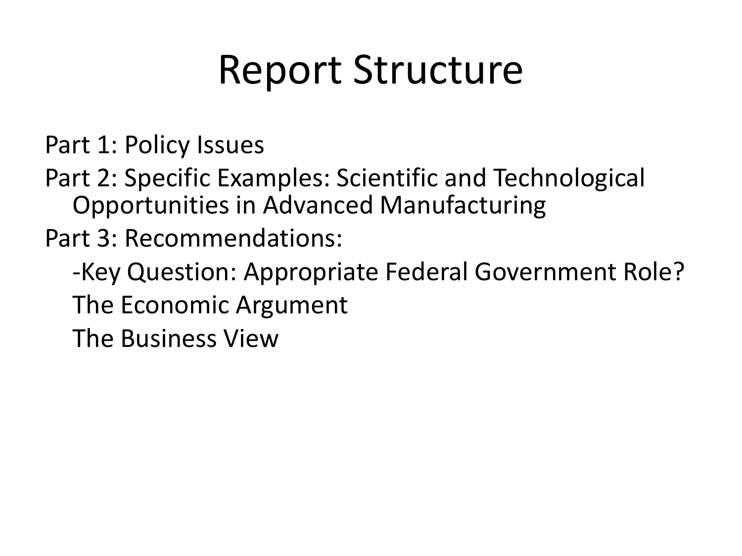# Report Structure

Part 1: Policy Issues

Part 2: Specific Examples: Scientific and Technological Opportunities in Advanced Manufacturing

Part 3: Recommendations:

- -Key Question: Appropriate Federal Government Role?
- The Economic Argument
- The Business View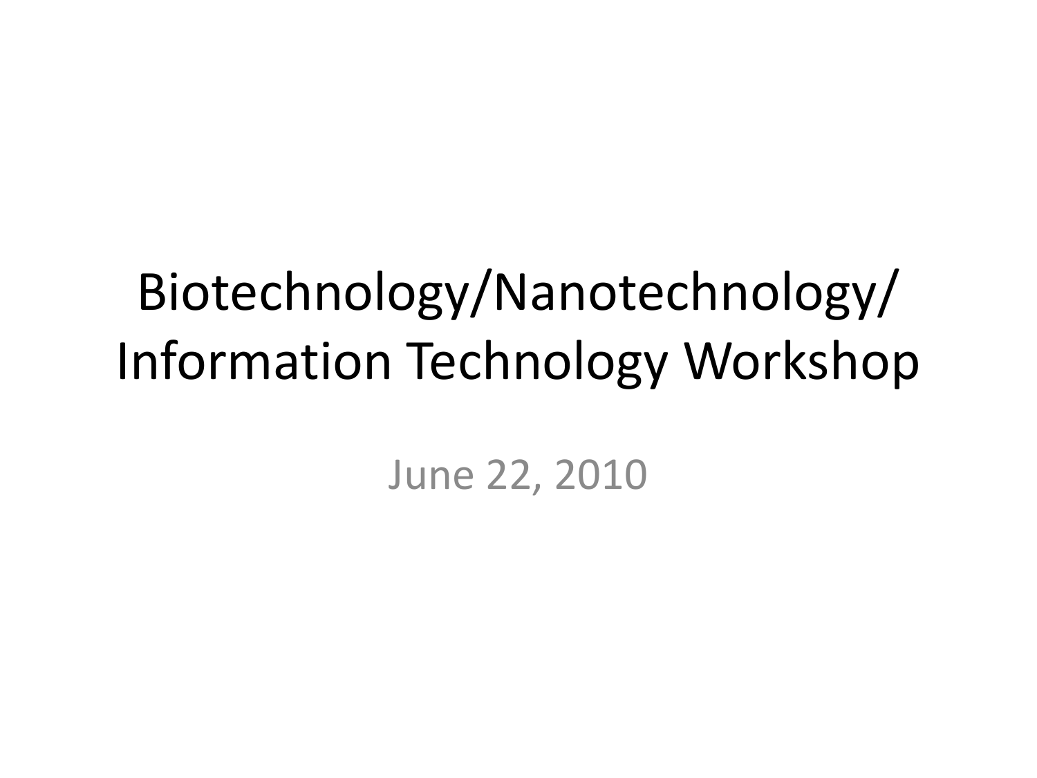# Biotechnology/Nanotechnology/ Information Technology Workshop

June 22, 2010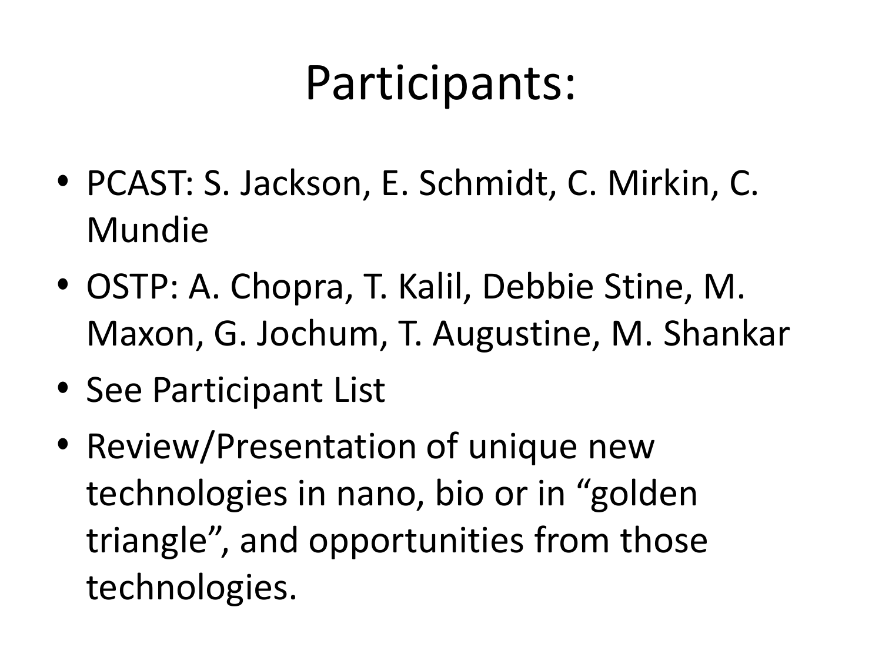# Participants:

- PCAST: S. Jackson, E. Schmidt, C. Mirkin, C. Mundie
- OSTP: A. Chopra, T. Kalil, Debbie Stine, M. Maxon, G. Jochum, T. Augustine, M. Shankar
- See Participant List
- Review/Presentation of unique new technologies in nano, bio or in "golden triangle", and opportunities from those technologies.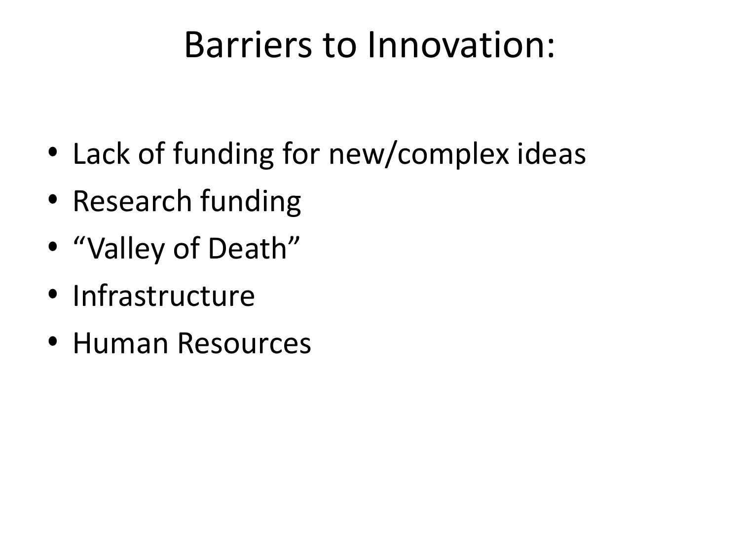# Barriers to Innovation:

- Lack of funding for new/complex ideas
- Research funding
- “Valley of Death”
- Infrastructure
- Human Resources